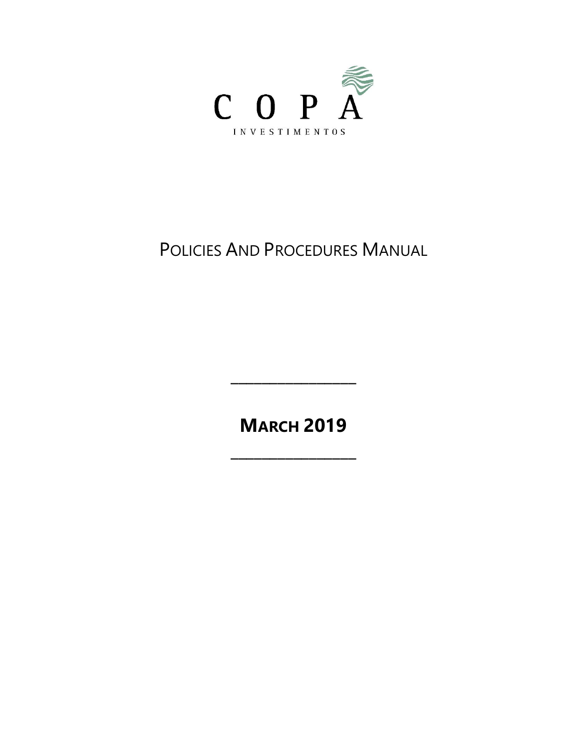COPA

INVESTIMENTOS

# POLICIES AND PROCEDURES MANUAL

---

## MARCH 2019

---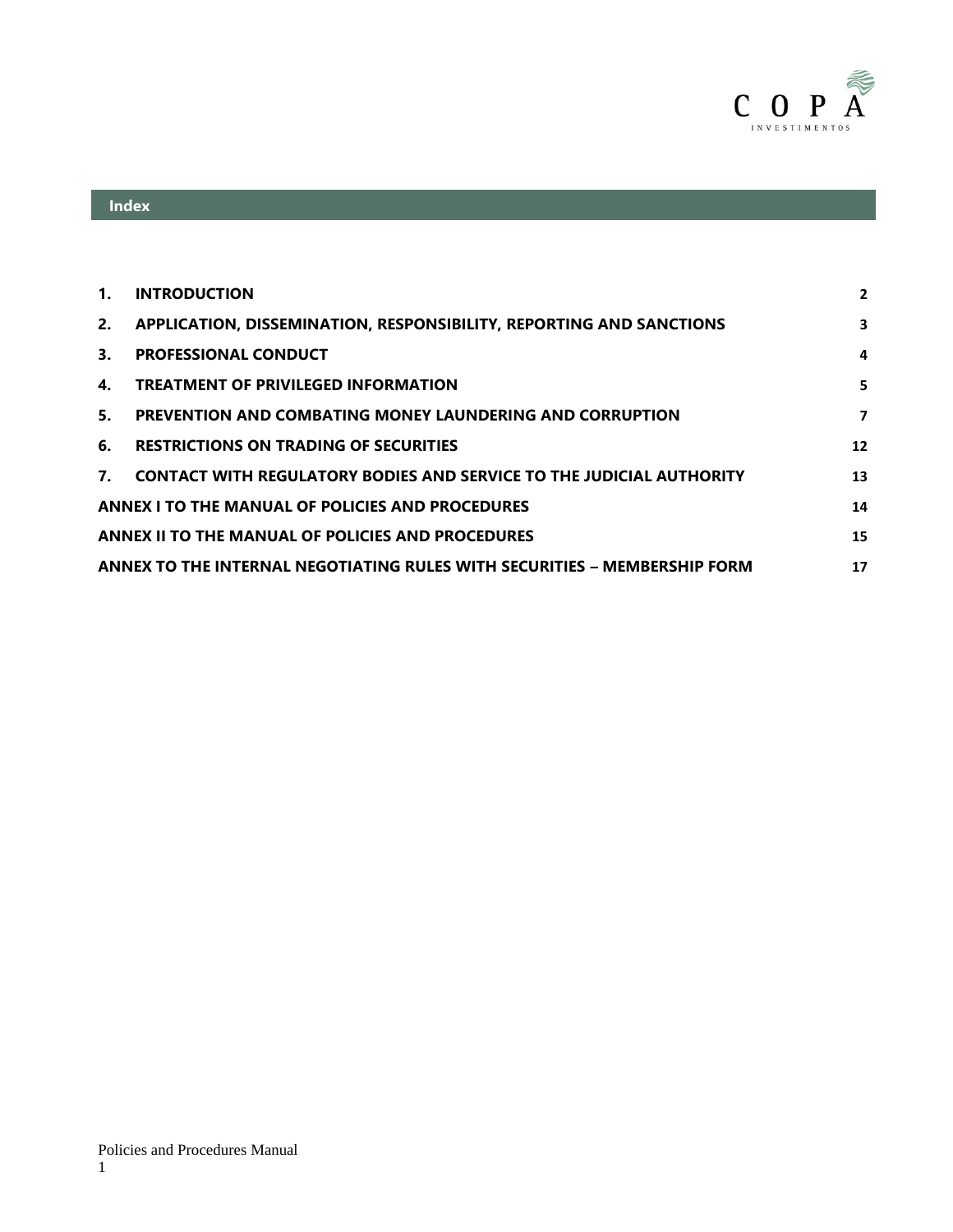## Index

| | | |
|---|---|---|
| **1.** | **INTRODUCTION** | **2** |
| **2.** | **APPLICATION, DISSEMINATION, RESPONSIBILITY, REPORTING AND SANCTIONS** | **3** |
| **3.** | **PROFESSIONAL CONDUCT** | **4** |
| **4.** | **TREATMENT OF PRIVILEGED INFORMATION** | **5** |
| **5.** | **PREVENTION AND COMBATING MONEY LAUNDERING AND CORRUPTION** | **7** |
| **6.** | **RESTRICTIONS ON TRADING OF SECURITIES** | **12** |
| **7.** | **CONTACT WITH REGULATORY BODIES AND SERVICE TO THE JUDICIAL AUTHORITY** | **13** |
| **ANNEX I TO THE MANUAL OF POLICIES AND PROCEDURES** | | **14** |
| **ANNEX II TO THE MANUAL OF POLICIES AND PROCEDURES** | | **15** |
| **ANNEX TO THE INTERNAL NEGOTIATING RULES WITH SECURITIES – MEMBERSHIP FORM** | | **17** |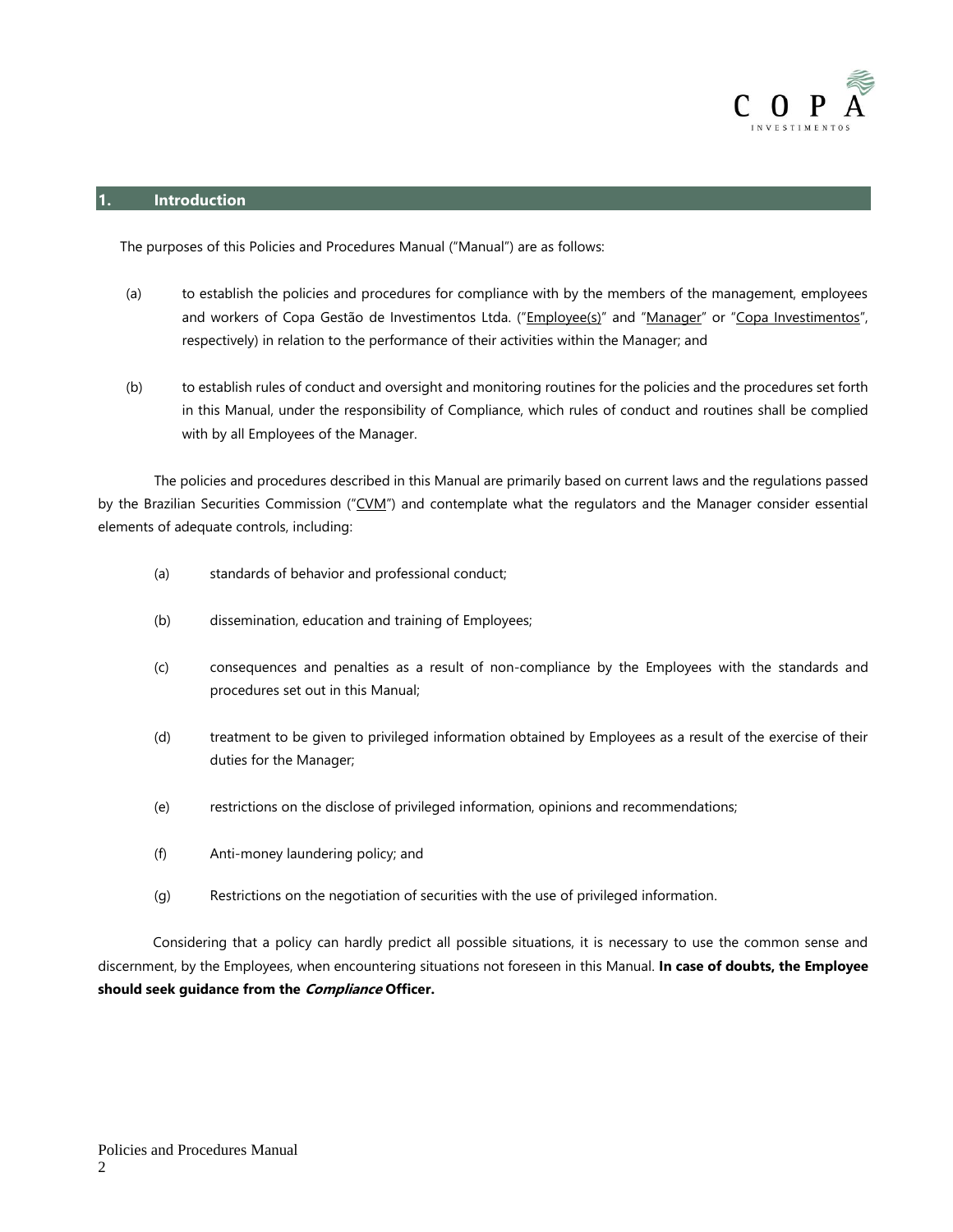## 1. Introduction

The purposes of this Policies and Procedures Manual ("Manual") are as follows:

(a) to establish the policies and procedures for compliance with by the members of the management, employees and workers of Copa Gestão de Investimentos Ltda. ("Employee(s)" and "Manager" or "Copa Investimentos", respectively) in relation to the performance of their activities within the Manager; and

(b) to establish rules of conduct and oversight and monitoring routines for the policies and the procedures set forth in this Manual, under the responsibility of Compliance, which rules of conduct and routines shall be complied with by all Employees of the Manager.

The policies and procedures described in this Manual are primarily based on current laws and the regulations passed by the Brazilian Securities Commission ("CVM") and contemplate what the regulators and the Manager consider essential elements of adequate controls, including:

(a) standards of behavior and professional conduct;

(b) dissemination, education and training of Employees;

(c) consequences and penalties as a result of non-compliance by the Employees with the standards and procedures set out in this Manual;

(d) treatment to be given to privileged information obtained by Employees as a result of the exercise of their duties for the Manager;

(e) restrictions on the disclose of privileged information, opinions and recommendations;

(f) Anti-money laundering policy; and

(g) Restrictions on the negotiation of securities with the use of privileged information.

Considering that a policy can hardly predict all possible situations, it is necessary to use the common sense and discernment, by the Employees, when encountering situations not foreseen in this Manual. **In case of doubts, the Employee should seek guidance from the *Compliance* Officer.**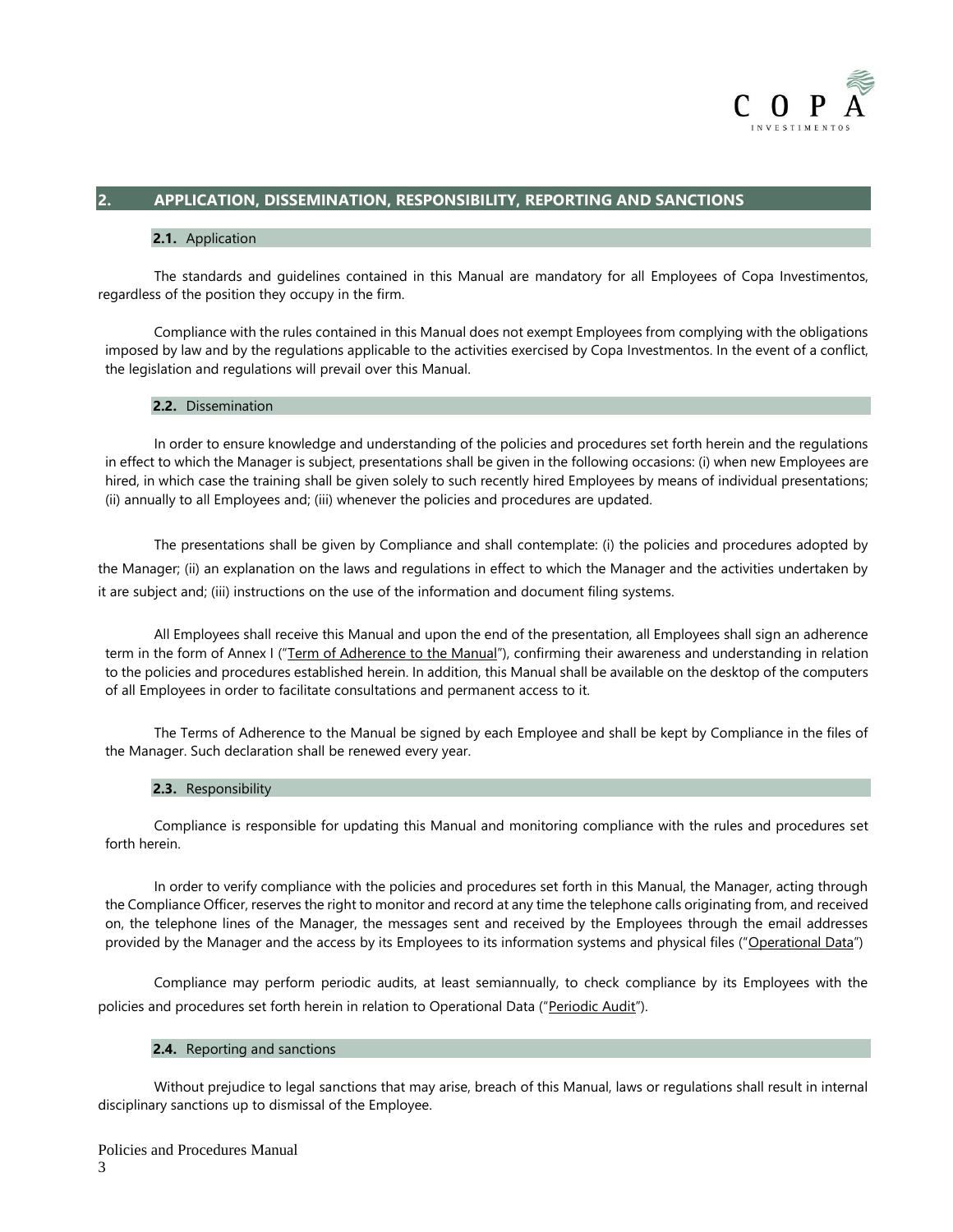## 2. APPLICATION, DISSEMINATION, RESPONSIBILITY, REPORTING AND SANCTIONS

### 2.1. Application

The standards and guidelines contained in this Manual are mandatory for all Employees of Copa Investimentos, regardless of the position they occupy in the firm.

Compliance with the rules contained in this Manual does not exempt Employees from complying with the obligations imposed by law and by the regulations applicable to the activities exercised by Copa Investmentos. In the event of a conflict, the legislation and regulations will prevail over this Manual.

### 2.2. Dissemination

In order to ensure knowledge and understanding of the policies and procedures set forth herein and the regulations in effect to which the Manager is subject, presentations shall be given in the following occasions: (i) when new Employees are hired, in which case the training shall be given solely to such recently hired Employees by means of individual presentations; (ii) annually to all Employees and; (iii) whenever the policies and procedures are updated.

The presentations shall be given by Compliance and shall contemplate: (i) the policies and procedures adopted by the Manager; (ii) an explanation on the laws and regulations in effect to which the Manager and the activities undertaken by it are subject and; (iii) instructions on the use of the information and document filing systems.

All Employees shall receive this Manual and upon the end of the presentation, all Employees shall sign an adherence term in the form of Annex I ("Term of Adherence to the Manual"), confirming their awareness and understanding in relation to the policies and procedures established herein. In addition, this Manual shall be available on the desktop of the computers of all Employees in order to facilitate consultations and permanent access to it.

The Terms of Adherence to the Manual be signed by each Employee and shall be kept by Compliance in the files of the Manager. Such declaration shall be renewed every year.

### 2.3. Responsibility

Compliance is responsible for updating this Manual and monitoring compliance with the rules and procedures set forth herein.

In order to verify compliance with the policies and procedures set forth in this Manual, the Manager, acting through the Compliance Officer, reserves the right to monitor and record at any time the telephone calls originating from, and received on, the telephone lines of the Manager, the messages sent and received by the Employees through the email addresses provided by the Manager and the access by its Employees to its information systems and physical files ("Operational Data")

Compliance may perform periodic audits, at least semiannually, to check compliance by its Employees with the policies and procedures set forth herein in relation to Operational Data ("Periodic Audit").

### 2.4. Reporting and sanctions

Without prejudice to legal sanctions that may arise, breach of this Manual, laws or regulations shall result in internal disciplinary sanctions up to dismissal of the Employee.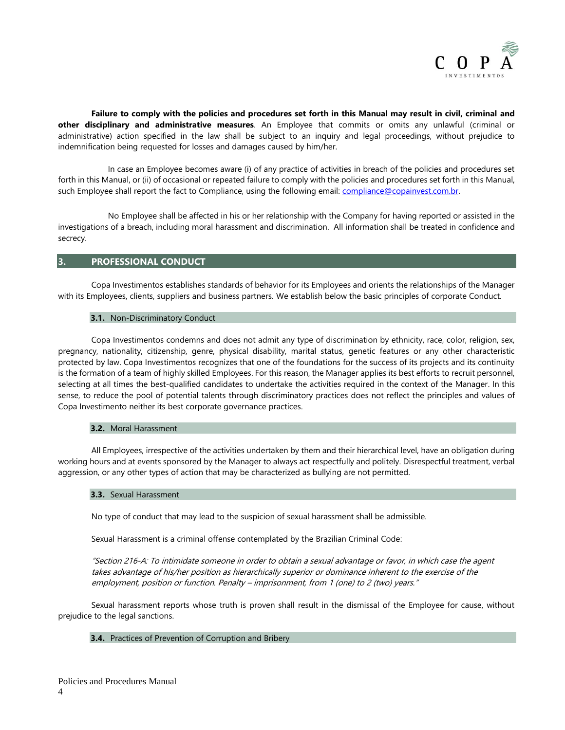**Failure to comply with the policies and procedures set forth in this Manual may result in civil, criminal and other disciplinary and administrative measures**. An Employee that commits or omits any unlawful (criminal or administrative) action specified in the law shall be subject to an inquiry and legal proceedings, without prejudice to indemnification being requested for losses and damages caused by him/her.

In case an Employee becomes aware (i) of any practice of activities in breach of the policies and procedures set forth in this Manual, or (ii) of occasional or repeated failure to comply with the policies and procedures set forth in this Manual, such Employee shall report the fact to Compliance, using the following email: compliance@copainvest.com.br.

No Employee shall be affected in his or her relationship with the Company for having reported or assisted in the investigations of a breach, including moral harassment and discrimination. All information shall be treated in confidence and secrecy.

## 3. PROFESSIONAL CONDUCT

Copa Investimentos establishes standards of behavior for its Employees and orients the relationships of the Manager with its Employees, clients, suppliers and business partners. We establish below the basic principles of corporate Conduct.

### 3.1. Non-Discriminatory Conduct

Copa Investimentos condemns and does not admit any type of discrimination by ethnicity, race, color, religion, sex, pregnancy, nationality, citizenship, genre, physical disability, marital status, genetic features or any other characteristic protected by law. Copa Investimentos recognizes that one of the foundations for the success of its projects and its continuity is the formation of a team of highly skilled Employees. For this reason, the Manager applies its best efforts to recruit personnel, selecting at all times the best-qualified candidates to undertake the activities required in the context of the Manager. In this sense, to reduce the pool of potential talents through discriminatory practices does not reflect the principles and values of Copa Investimento neither its best corporate governance practices.

### 3.2. Moral Harassment

All Employees, irrespective of the activities undertaken by them and their hierarchical level, have an obligation during working hours and at events sponsored by the Manager to always act respectfully and politely. Disrespectful treatment, verbal aggression, or any other types of action that may be characterized as bullying are not permitted.

### 3.3. Sexual Harassment

No type of conduct that may lead to the suspicion of sexual harassment shall be admissible.

Sexual Harassment is a criminal offense contemplated by the Brazilian Criminal Code:

*"Section 216-A: To intimidate someone in order to obtain a sexual advantage or favor, in which case the agent takes advantage of his/her position as hierarchically superior or dominance inherent to the exercise of the employment, position or function. Penalty – imprisonment, from 1 (one) to 2 (two) years."*

Sexual harassment reports whose truth is proven shall result in the dismissal of the Employee for cause, without prejudice to the legal sanctions.

### 3.4. Practices of Prevention of Corruption and Bribery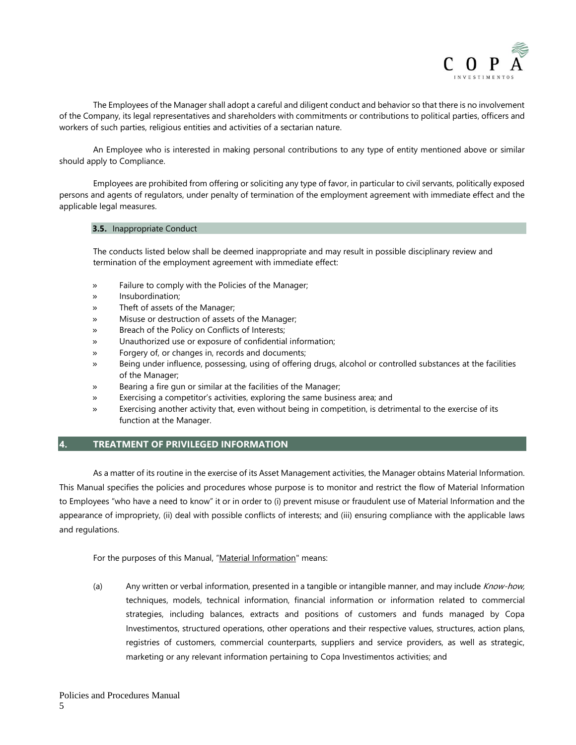The Employees of the Manager shall adopt a careful and diligent conduct and behavior so that there is no involvement of the Company, its legal representatives and shareholders with commitments or contributions to political parties, officers and workers of such parties, religious entities and activities of a sectarian nature.

An Employee who is interested in making personal contributions to any type of entity mentioned above or similar should apply to Compliance.

Employees are prohibited from offering or soliciting any type of favor, in particular to civil servants, politically exposed persons and agents of regulators, under penalty of termination of the employment agreement with immediate effect and the applicable legal measures.

### **3.5.** Inappropriate Conduct

The conducts listed below shall be deemed inappropriate and may result in possible disciplinary review and termination of the employment agreement with immediate effect:

- » Failure to comply with the Policies of the Manager;
- » Insubordination;
- » Theft of assets of the Manager;
- » Misuse or destruction of assets of the Manager;
- » Breach of the Policy on Conflicts of Interests;
- » Unauthorized use or exposure of confidential information;
- » Forgery of, or changes in, records and documents;
- » Being under influence, possessing, using of offering drugs, alcohol or controlled substances at the facilities of the Manager;
- » Bearing a fire gun or similar at the facilities of the Manager;
- » Exercising a competitor's activities, exploring the same business area; and
- » Exercising another activity that, even without being in competition, is detrimental to the exercise of its function at the Manager.

## 4. TREATMENT OF PRIVILEGED INFORMATION

As a matter of its routine in the exercise of its Asset Management activities, the Manager obtains Material Information. This Manual specifies the policies and procedures whose purpose is to monitor and restrict the flow of Material Information to Employees "who have a need to know" it or in order to (i) prevent misuse or fraudulent use of Material Information and the appearance of impropriety, (ii) deal with possible conflicts of interests; and (iii) ensuring compliance with the applicable laws and regulations.

For the purposes of this Manual, "Material Information" means:

(a) Any written or verbal information, presented in a tangible or intangible manner, and may include *Know-how,* techniques, models, technical information, financial information or information related to commercial strategies, including balances, extracts and positions of customers and funds managed by Copa Investimentos, structured operations, other operations and their respective values, structures, action plans, registries of customers, commercial counterparts, suppliers and service providers, as well as strategic, marketing or any relevant information pertaining to Copa Investimentos activities; and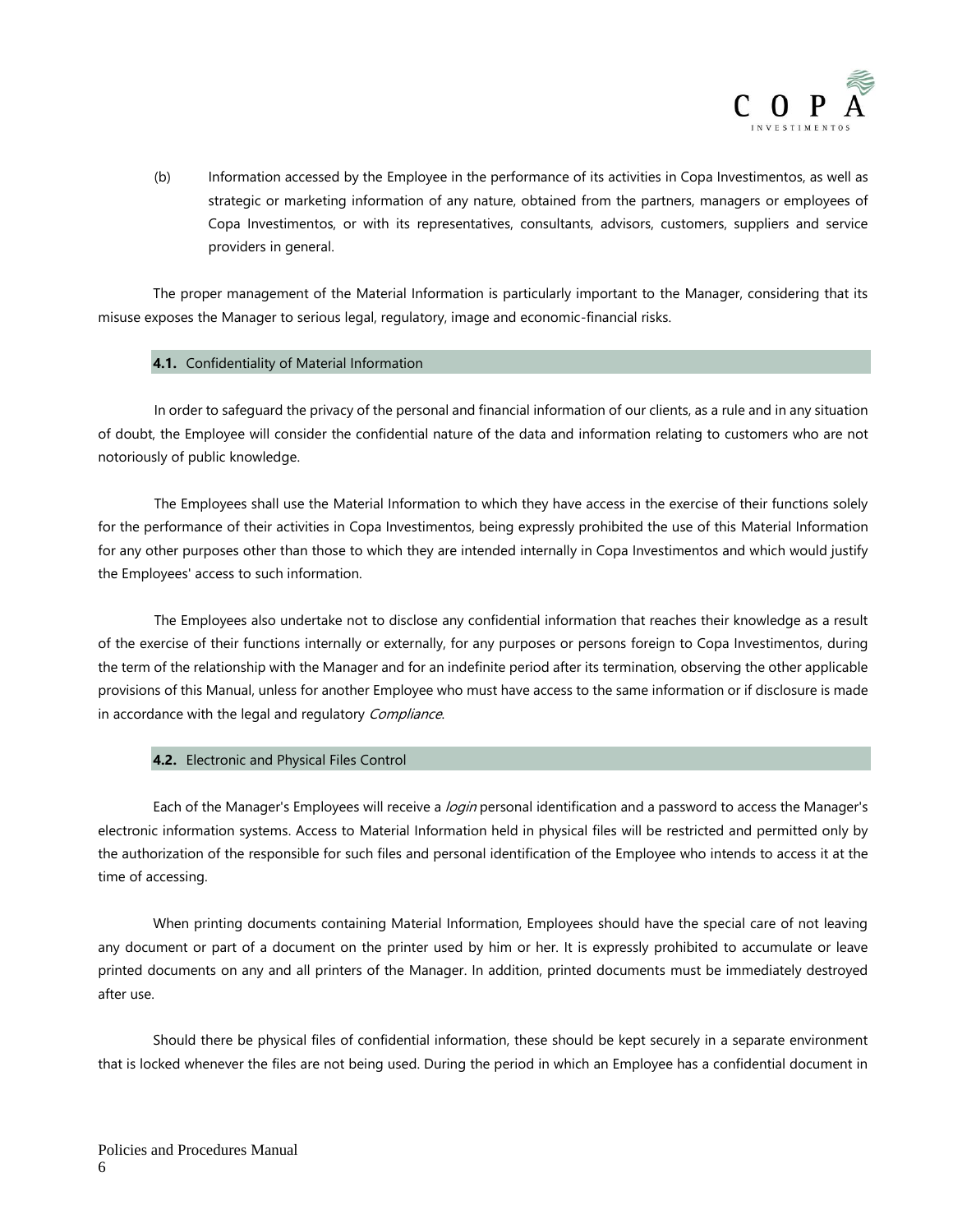(b) Information accessed by the Employee in the performance of its activities in Copa Investimentos, as well as strategic or marketing information of any nature, obtained from the partners, managers or employees of Copa Investimentos, or with its representatives, consultants, advisors, customers, suppliers and service providers in general.

The proper management of the Material Information is particularly important to the Manager, considering that its misuse exposes the Manager to serious legal, regulatory, image and economic-financial risks.

### **4.1.** Confidentiality of Material Information

In order to safeguard the privacy of the personal and financial information of our clients, as a rule and in any situation of doubt, the Employee will consider the confidential nature of the data and information relating to customers who are not notoriously of public knowledge.

The Employees shall use the Material Information to which they have access in the exercise of their functions solely for the performance of their activities in Copa Investimentos, being expressly prohibited the use of this Material Information for any other purposes other than those to which they are intended internally in Copa Investimentos and which would justify the Employees' access to such information.

The Employees also undertake not to disclose any confidential information that reaches their knowledge as a result of the exercise of their functions internally or externally, for any purposes or persons foreign to Copa Investimentos, during the term of the relationship with the Manager and for an indefinite period after its termination, observing the other applicable provisions of this Manual, unless for another Employee who must have access to the same information or if disclosure is made in accordance with the legal and regulatory *Compliance*.

### **4.2.** Electronic and Physical Files Control

Each of the Manager's Employees will receive a *login* personal identification and a password to access the Manager's electronic information systems. Access to Material Information held in physical files will be restricted and permitted only by the authorization of the responsible for such files and personal identification of the Employee who intends to access it at the time of accessing.

When printing documents containing Material Information, Employees should have the special care of not leaving any document or part of a document on the printer used by him or her. It is expressly prohibited to accumulate or leave printed documents on any and all printers of the Manager. In addition, printed documents must be immediately destroyed after use.

Should there be physical files of confidential information, these should be kept securely in a separate environment that is locked whenever the files are not being used. During the period in which an Employee has a confidential document in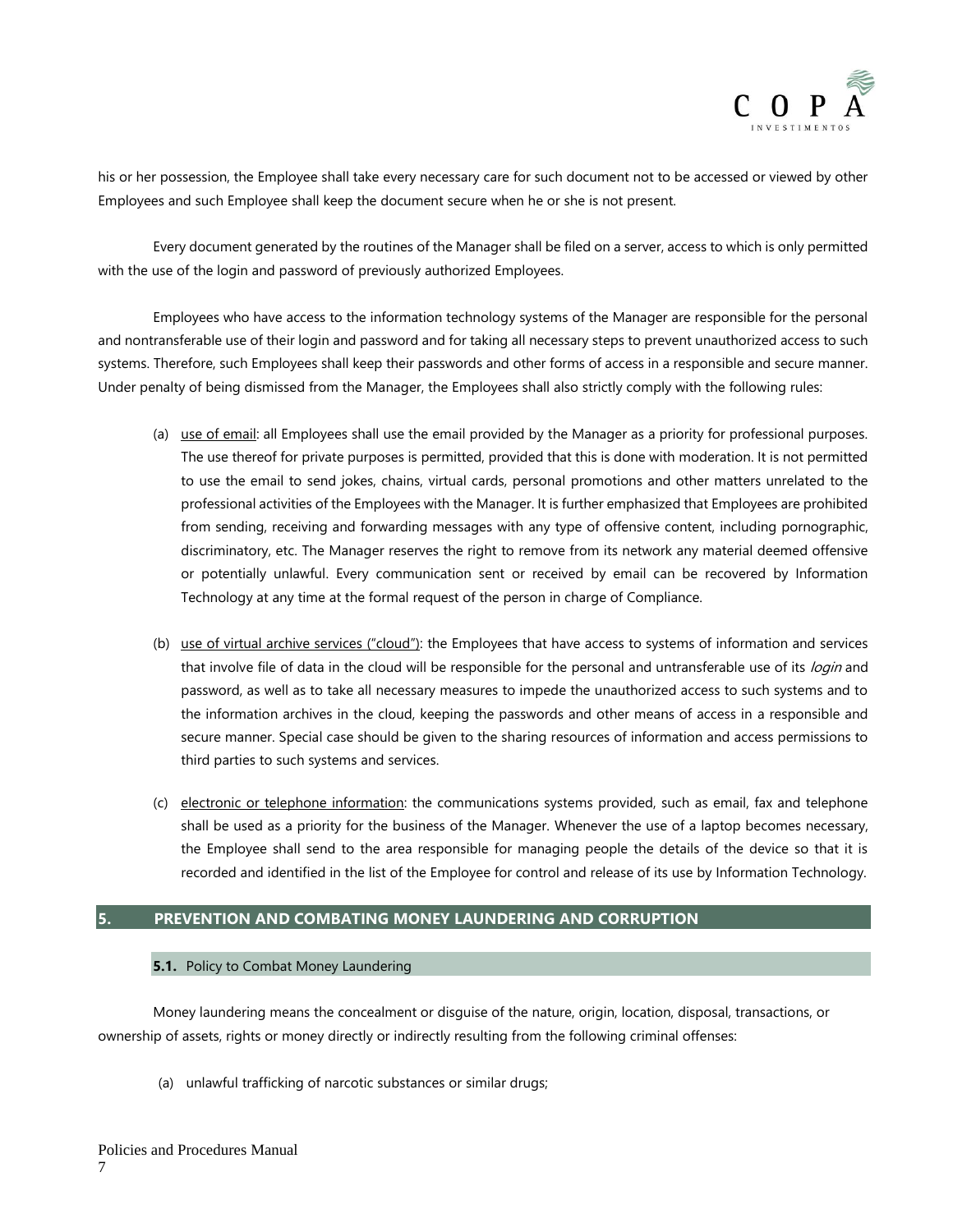his or her possession, the Employee shall take every necessary care for such document not to be accessed or viewed by other Employees and such Employee shall keep the document secure when he or she is not present.

Every document generated by the routines of the Manager shall be filed on a server, access to which is only permitted with the use of the login and password of previously authorized Employees.

Employees who have access to the information technology systems of the Manager are responsible for the personal and nontransferable use of their login and password and for taking all necessary steps to prevent unauthorized access to such systems. Therefore, such Employees shall keep their passwords and other forms of access in a responsible and secure manner. Under penalty of being dismissed from the Manager, the Employees shall also strictly comply with the following rules:

(a) use of email: all Employees shall use the email provided by the Manager as a priority for professional purposes. The use thereof for private purposes is permitted, provided that this is done with moderation. It is not permitted to use the email to send jokes, chains, virtual cards, personal promotions and other matters unrelated to the professional activities of the Employees with the Manager. It is further emphasized that Employees are prohibited from sending, receiving and forwarding messages with any type of offensive content, including pornographic, discriminatory, etc. The Manager reserves the right to remove from its network any material deemed offensive or potentially unlawful. Every communication sent or received by email can be recovered by Information Technology at any time at the formal request of the person in charge of Compliance.

(b) use of virtual archive services ("cloud"): the Employees that have access to systems of information and services that involve file of data in the cloud will be responsible for the personal and untransferable use of its *login* and password, as well as to take all necessary measures to impede the unauthorized access to such systems and to the information archives in the cloud, keeping the passwords and other means of access in a responsible and secure manner. Special case should be given to the sharing resources of information and access permissions to third parties to such systems and services.

(c) electronic or telephone information: the communications systems provided, such as email, fax and telephone shall be used as a priority for the business of the Manager. Whenever the use of a laptop becomes necessary, the Employee shall send to the area responsible for managing people the details of the device so that it is recorded and identified in the list of the Employee for control and release of its use by Information Technology.

## 5. PREVENTION AND COMBATING MONEY LAUNDERING AND CORRUPTION

### 5.1. Policy to Combat Money Laundering

Money laundering means the concealment or disguise of the nature, origin, location, disposal, transactions, or ownership of assets, rights or money directly or indirectly resulting from the following criminal offenses:

(a) unlawful trafficking of narcotic substances or similar drugs;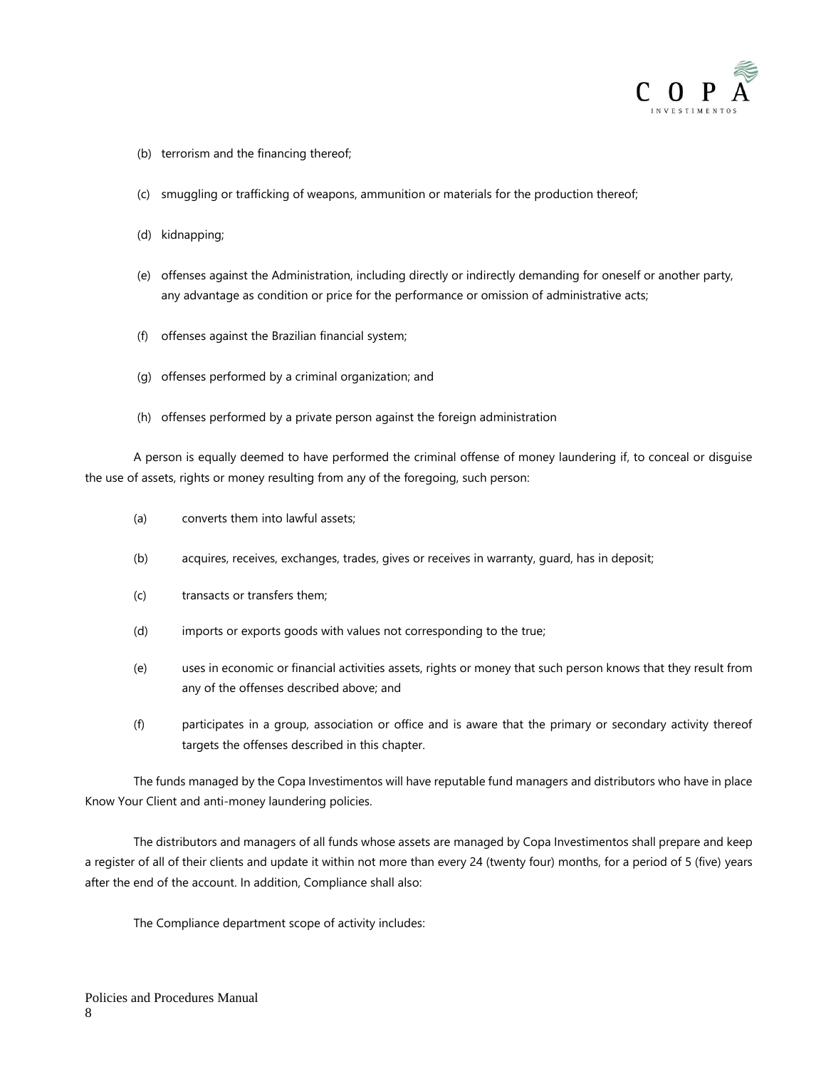(b) terrorism and the financing thereof;

(c) smuggling or trafficking of weapons, ammunition or materials for the production thereof;

(d) kidnapping;

(e) offenses against the Administration, including directly or indirectly demanding for oneself or another party, any advantage as condition or price for the performance or omission of administrative acts;

(f) offenses against the Brazilian financial system;

(g) offenses performed by a criminal organization; and

(h) offenses performed by a private person against the foreign administration

A person is equally deemed to have performed the criminal offense of money laundering if, to conceal or disguise the use of assets, rights or money resulting from any of the foregoing, such person:

(a) converts them into lawful assets;

(b) acquires, receives, exchanges, trades, gives or receives in warranty, guard, has in deposit;

(c) transacts or transfers them;

(d) imports or exports goods with values not corresponding to the true;

(e) uses in economic or financial activities assets, rights or money that such person knows that they result from any of the offenses described above; and

(f) participates in a group, association or office and is aware that the primary or secondary activity thereof targets the offenses described in this chapter.

The funds managed by the Copa Investimentos will have reputable fund managers and distributors who have in place Know Your Client and anti-money laundering policies.

The distributors and managers of all funds whose assets are managed by Copa Investimentos shall prepare and keep a register of all of their clients and update it within not more than every 24 (twenty four) months, for a period of 5 (five) years after the end of the account. In addition, Compliance shall also:

The Compliance department scope of activity includes: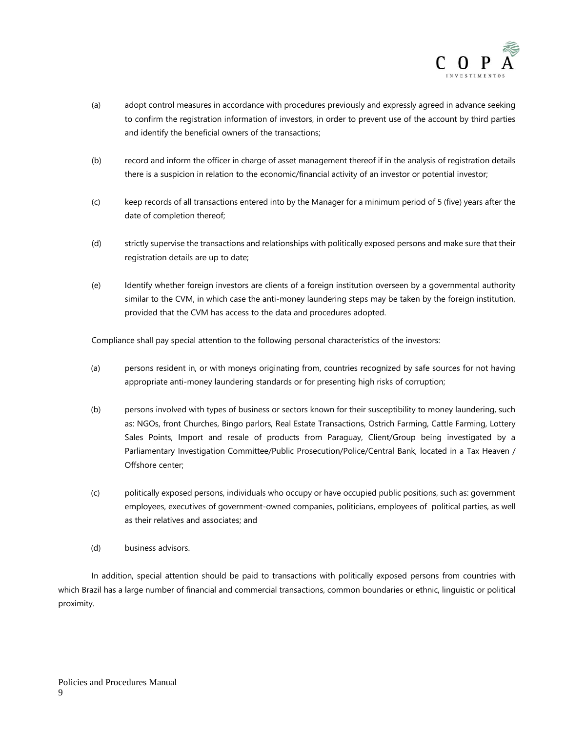(a) adopt control measures in accordance with procedures previously and expressly agreed in advance seeking to confirm the registration information of investors, in order to prevent use of the account by third parties and identify the beneficial owners of the transactions;

(b) record and inform the officer in charge of asset management thereof if in the analysis of registration details there is a suspicion in relation to the economic/financial activity of an investor or potential investor;

(c) keep records of all transactions entered into by the Manager for a minimum period of 5 (five) years after the date of completion thereof;

(d) strictly supervise the transactions and relationships with politically exposed persons and make sure that their registration details are up to date;

(e) Identify whether foreign investors are clients of a foreign institution overseen by a governmental authority similar to the CVM, in which case the anti-money laundering steps may be taken by the foreign institution, provided that the CVM has access to the data and procedures adopted.

Compliance shall pay special attention to the following personal characteristics of the investors:

(a) persons resident in, or with moneys originating from, countries recognized by safe sources for not having appropriate anti-money laundering standards or for presenting high risks of corruption;

(b) persons involved with types of business or sectors known for their susceptibility to money laundering, such as: NGOs, front Churches, Bingo parlors, Real Estate Transactions, Ostrich Farming, Cattle Farming, Lottery Sales Points, Import and resale of products from Paraguay, Client/Group being investigated by a Parliamentary Investigation Committee/Public Prosecution/Police/Central Bank, located in a Tax Heaven / Offshore center;

(c) politically exposed persons, individuals who occupy or have occupied public positions, such as: government employees, executives of government-owned companies, politicians, employees of political parties, as well as their relatives and associates; and

(d) business advisors.

In addition, special attention should be paid to transactions with politically exposed persons from countries with which Brazil has a large number of financial and commercial transactions, common boundaries or ethnic, linguistic or political proximity.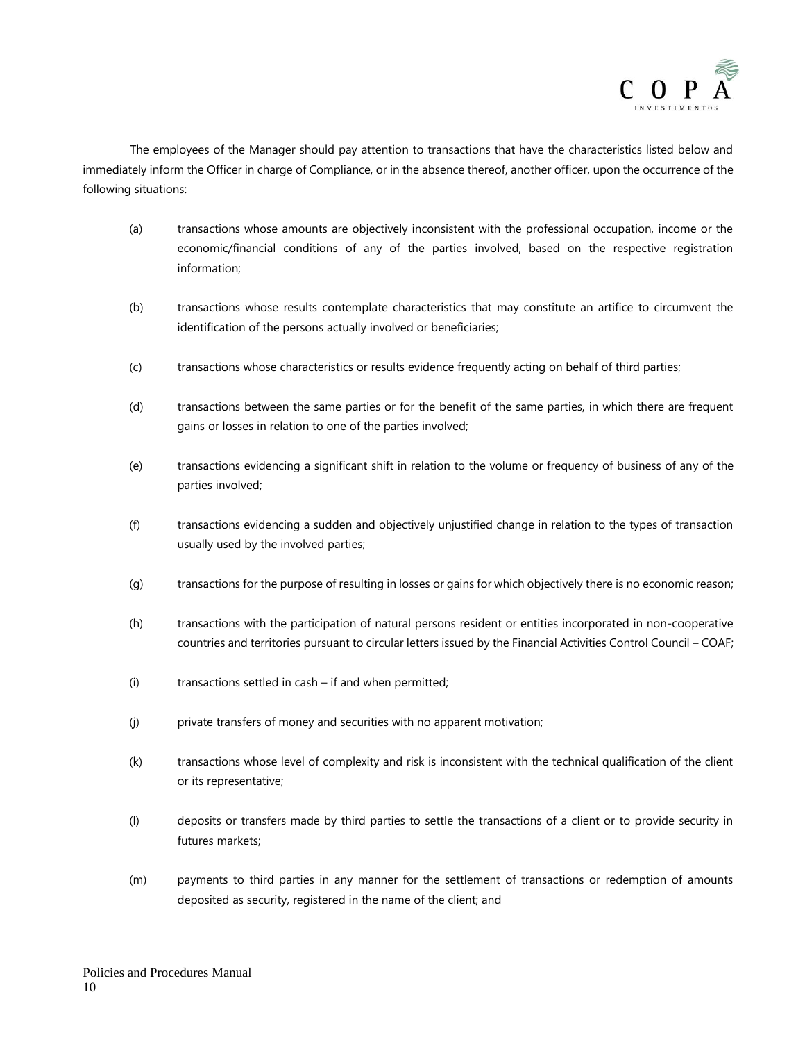The employees of the Manager should pay attention to transactions that have the characteristics listed below and immediately inform the Officer in charge of Compliance, or in the absence thereof, another officer, upon the occurrence of the following situations:

(a) transactions whose amounts are objectively inconsistent with the professional occupation, income or the economic/financial conditions of any of the parties involved, based on the respective registration information;

(b) transactions whose results contemplate characteristics that may constitute an artifice to circumvent the identification of the persons actually involved or beneficiaries;

(c) transactions whose characteristics or results evidence frequently acting on behalf of third parties;

(d) transactions between the same parties or for the benefit of the same parties, in which there are frequent gains or losses in relation to one of the parties involved;

(e) transactions evidencing a significant shift in relation to the volume or frequency of business of any of the parties involved;

(f) transactions evidencing a sudden and objectively unjustified change in relation to the types of transaction usually used by the involved parties;

(g) transactions for the purpose of resulting in losses or gains for which objectively there is no economic reason;

(h) transactions with the participation of natural persons resident or entities incorporated in non-cooperative countries and territories pursuant to circular letters issued by the Financial Activities Control Council – COAF;

(i) transactions settled in cash – if and when permitted;

(j) private transfers of money and securities with no apparent motivation;

(k) transactions whose level of complexity and risk is inconsistent with the technical qualification of the client or its representative;

(l) deposits or transfers made by third parties to settle the transactions of a client or to provide security in futures markets;

(m) payments to third parties in any manner for the settlement of transactions or redemption of amounts deposited as security, registered in the name of the client; and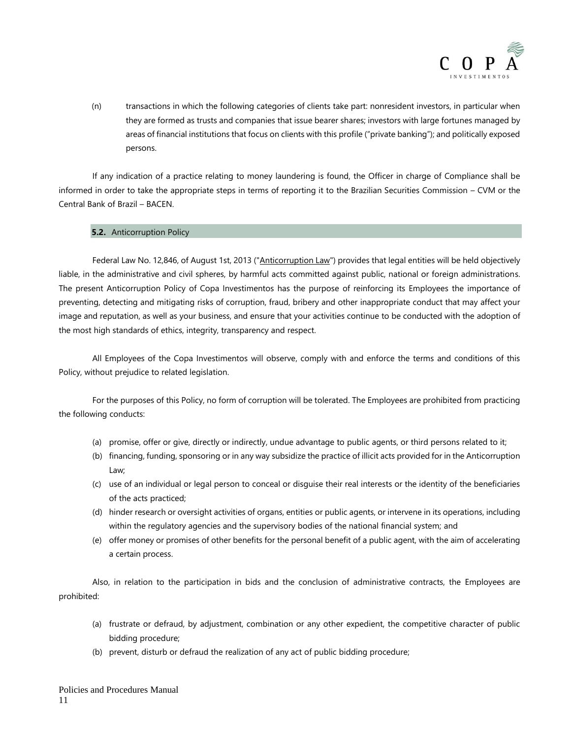(n) transactions in which the following categories of clients take part: nonresident investors, in particular when they are formed as trusts and companies that issue bearer shares; investors with large fortunes managed by areas of financial institutions that focus on clients with this profile ("private banking"); and politically exposed persons.

If any indication of a practice relating to money laundering is found, the Officer in charge of Compliance shall be informed in order to take the appropriate steps in terms of reporting it to the Brazilian Securities Commission – CVM or the Central Bank of Brazil – BACEN.

### **5.2.** Anticorruption Policy

Federal Law No. 12,846, of August 1st, 2013 ("Anticorruption Law") provides that legal entities will be held objectively liable, in the administrative and civil spheres, by harmful acts committed against public, national or foreign administrations. The present Anticorruption Policy of Copa Investimentos has the purpose of reinforcing its Employees the importance of preventing, detecting and mitigating risks of corruption, fraud, bribery and other inappropriate conduct that may affect your image and reputation, as well as your business, and ensure that your activities continue to be conducted with the adoption of the most high standards of ethics, integrity, transparency and respect.

All Employees of the Copa Investimentos will observe, comply with and enforce the terms and conditions of this Policy, without prejudice to related legislation.

For the purposes of this Policy, no form of corruption will be tolerated. The Employees are prohibited from practicing the following conducts:

(a) promise, offer or give, directly or indirectly, undue advantage to public agents, or third persons related to it;
(b) financing, funding, sponsoring or in any way subsidize the practice of illicit acts provided for in the Anticorruption Law;
(c) use of an individual or legal person to conceal or disguise their real interests or the identity of the beneficiaries of the acts practiced;
(d) hinder research or oversight activities of organs, entities or public agents, or intervene in its operations, including within the regulatory agencies and the supervisory bodies of the national financial system; and
(e) offer money or promises of other benefits for the personal benefit of a public agent, with the aim of accelerating a certain process.

Also, in relation to the participation in bids and the conclusion of administrative contracts, the Employees are prohibited:

(a) frustrate or defraud, by adjustment, combination or any other expedient, the competitive character of public bidding procedure;
(b) prevent, disturb or defraud the realization of any act of public bidding procedure;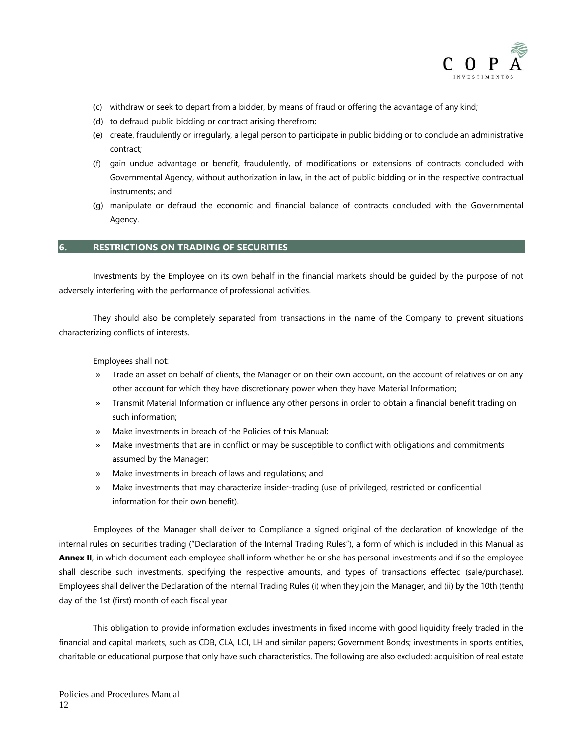(c) withdraw or seek to depart from a bidder, by means of fraud or offering the advantage of any kind;

(d) to defraud public bidding or contract arising therefrom;

(e) create, fraudulently or irregularly, a legal person to participate in public bidding or to conclude an administrative contract;

(f) gain undue advantage or benefit, fraudulently, of modifications or extensions of contracts concluded with Governmental Agency, without authorization in law, in the act of public bidding or in the respective contractual instruments; and

(g) manipulate or defraud the economic and financial balance of contracts concluded with the Governmental Agency.

## 6. RESTRICTIONS ON TRADING OF SECURITIES

Investments by the Employee on its own behalf in the financial markets should be guided by the purpose of not adversely interfering with the performance of professional activities.

They should also be completely separated from transactions in the name of the Company to prevent situations characterizing conflicts of interests.

Employees shall not:

- Trade an asset on behalf of clients, the Manager or on their own account, on the account of relatives or on any other account for which they have discretionary power when they have Material Information;
- Transmit Material Information or influence any other persons in order to obtain a financial benefit trading on such information;
- Make investments in breach of the Policies of this Manual;
- Make investments that are in conflict or may be susceptible to conflict with obligations and commitments assumed by the Manager;
- Make investments in breach of laws and regulations; and
- Make investments that may characterize insider-trading (use of privileged, restricted or confidential information for their own benefit).

Employees of the Manager shall deliver to Compliance a signed original of the declaration of knowledge of the internal rules on securities trading ("Declaration of the Internal Trading Rules"), a form of which is included in this Manual as **Annex II**, in which document each employee shall inform whether he or she has personal investments and if so the employee shall describe such investments, specifying the respective amounts, and types of transactions effected (sale/purchase). Employees shall deliver the Declaration of the Internal Trading Rules (i) when they join the Manager, and (ii) by the 10th (tenth) day of the 1st (first) month of each fiscal year

This obligation to provide information excludes investments in fixed income with good liquidity freely traded in the financial and capital markets, such as CDB, CLA, LCI, LH and similar papers; Government Bonds; investments in sports entities, charitable or educational purpose that only have such characteristics. The following are also excluded: acquisition of real estate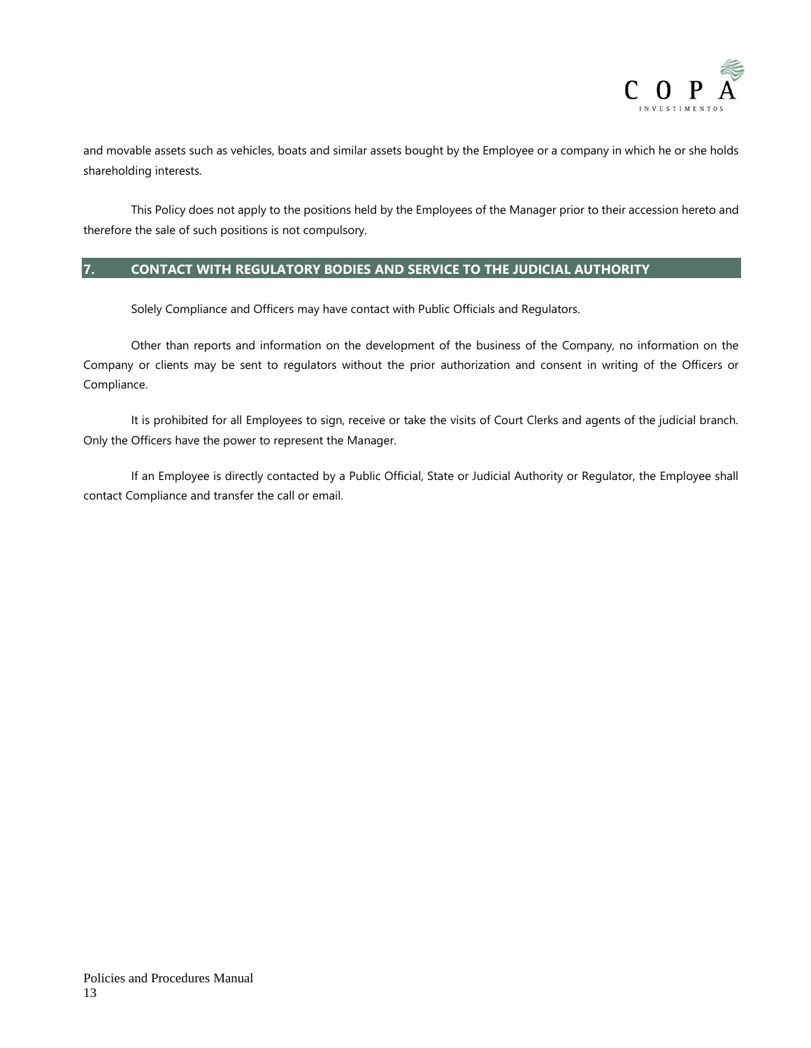and movable assets such as vehicles, boats and similar assets bought by the Employee or a company in which he or she holds shareholding interests.

This Policy does not apply to the positions held by the Employees of the Manager prior to their accession hereto and therefore the sale of such positions is not compulsory.

## 7. CONTACT WITH REGULATORY BODIES AND SERVICE TO THE JUDICIAL AUTHORITY

Solely Compliance and Officers may have contact with Public Officials and Regulators.

Other than reports and information on the development of the business of the Company, no information on the Company or clients may be sent to regulators without the prior authorization and consent in writing of the Officers or Compliance.

It is prohibited for all Employees to sign, receive or take the visits of Court Clerks and agents of the judicial branch. Only the Officers have the power to represent the Manager.

If an Employee is directly contacted by a Public Official, State or Judicial Authority or Regulator, the Employee shall contact Compliance and transfer the call or email.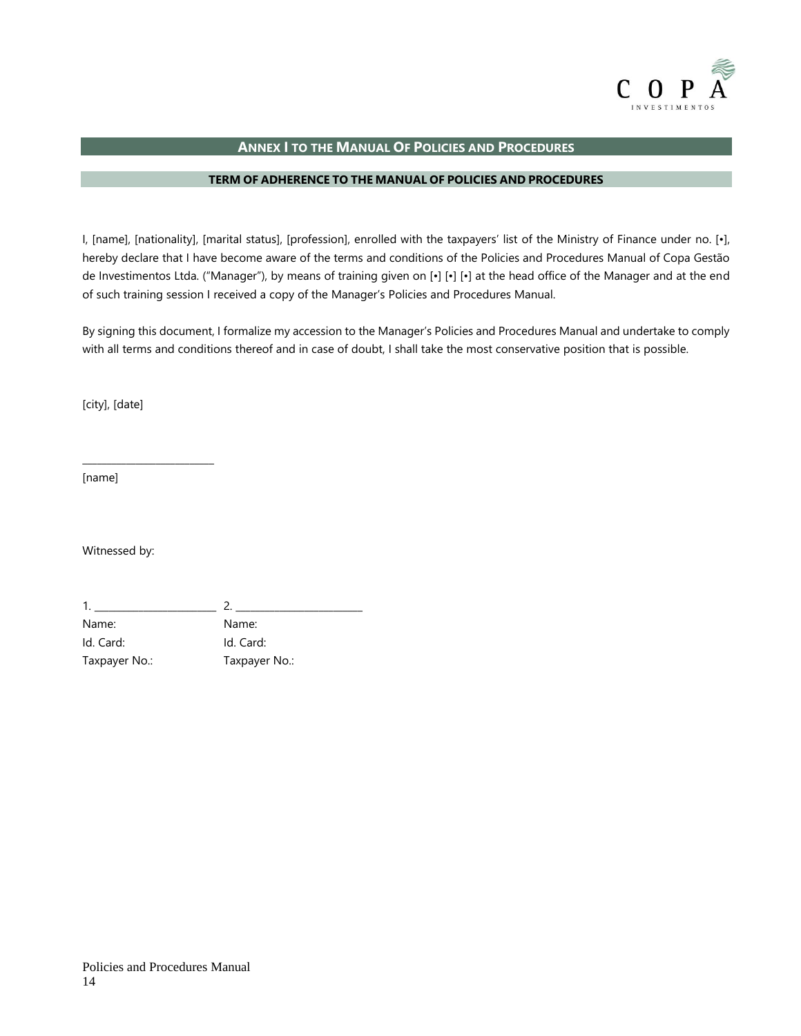## ANNEX I TO THE MANUAL OF POLICIES AND PROCEDURES

### TERM OF ADHERENCE TO THE MANUAL OF POLICIES AND PROCEDURES

I, [name], [nationality], [marital status], [profession], enrolled with the taxpayers' list of the Ministry of Finance under no. [•], hereby declare that I have become aware of the terms and conditions of the Policies and Procedures Manual of Copa Gestão de Investimentos Ltda. ("Manager"), by means of training given on [•] [•] [•] at the head office of the Manager and at the end of such training session I received a copy of the Manager's Policies and Procedures Manual.

By signing this document, I formalize my accession to the Manager's Policies and Procedures Manual and undertake to comply with all terms and conditions thereof and in case of doubt, I shall take the most conservative position that is possible.

[city], [date]

\_\_\_\_\_\_\_\_\_\_\_\_\_\_\_\_\_\_\_\_\_\_\_\_\_

[name]

Witnessed by:

| 1. \_\_\_\_\_\_\_\_\_\_\_\_\_\_\_\_\_\_\_\_\_\_\_ | 2. \_\_\_\_\_\_\_\_\_\_\_\_\_\_\_\_\_\_\_\_\_\_\_ |
|---|---|
| Name: | Name: |
| Id. Card: | Id. Card: |
| Taxpayer No.: | Taxpayer No.: |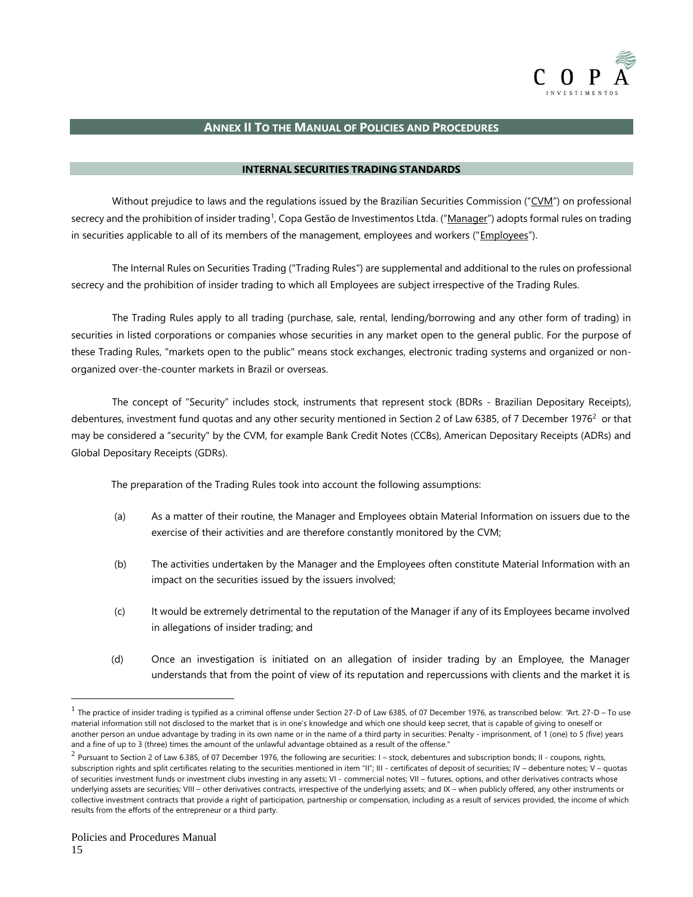## ANNEX II To the Manual of Policies and Procedures

### INTERNAL SECURITIES TRADING STANDARDS

Without prejudice to laws and the regulations issued by the Brazilian Securities Commission ("CVM") on professional secrecy and the prohibition of insider trading[1], Copa Gestão de Investimentos Ltda. ("Manager") adopts formal rules on trading in securities applicable to all of its members of the management, employees and workers ("Employees").

The Internal Rules on Securities Trading ("Trading Rules") are supplemental and additional to the rules on professional secrecy and the prohibition of insider trading to which all Employees are subject irrespective of the Trading Rules.

The Trading Rules apply to all trading (purchase, sale, rental, lending/borrowing and any other form of trading) in securities in listed corporations or companies whose securities in any market open to the general public. For the purpose of these Trading Rules, "markets open to the public" means stock exchanges, electronic trading systems and organized or non-organized over-the-counter markets in Brazil or overseas.

The concept of "Security" includes stock, instruments that represent stock (BDRs - Brazilian Depositary Receipts), debentures, investment fund quotas and any other security mentioned in Section 2 of Law 6385, of 7 December 1976[2] or that may be considered a "security" by the CVM, for example Bank Credit Notes (CCBs), American Depositary Receipts (ADRs) and Global Depositary Receipts (GDRs).

The preparation of the Trading Rules took into account the following assumptions:

(a) As a matter of their routine, the Manager and Employees obtain Material Information on issuers due to the exercise of their activities and are therefore constantly monitored by the CVM;

(b) The activities undertaken by the Manager and the Employees often constitute Material Information with an impact on the securities issued by the issuers involved;

(c) It would be extremely detrimental to the reputation of the Manager if any of its Employees became involved in allegations of insider trading; and

(d) Once an investigation is initiated on an allegation of insider trading by an Employee, the Manager understands that from the point of view of its reputation and repercussions with clients and the market it is

---

[1] The practice of insider trading is typified as a criminal offense under Section 27-D of Law 6385, of 07 December 1976, as transcribed below: "Art. 27-D – To use material information still not disclosed to the market that is in one's knowledge and which one should keep secret, that is capable of giving to oneself or another person an undue advantage by trading in its own name or in the name of a third party in securities: Penalty - imprisonment, of 1 (one) to 5 (five) years and a fine of up to 3 (three) times the amount of the unlawful advantage obtained as a result of the offense."

[2] Pursuant to Section 2 of Law 6.385, of 07 December 1976, the following are securities: I – stock, debentures and subscription bonds; II - coupons, rights, subscription rights and split certificates relating to the securities mentioned in item "II"; III - certificates of deposit of securities; IV – debenture notes; V – quotas of securities investment funds or investment clubs investing in any assets; VI - commercial notes; VII – futures, options, and other derivatives contracts whose underlying assets are securities; VIII – other derivatives contracts, irrespective of the underlying assets; and IX – when publicly offered, any other instruments or collective investment contracts that provide a right of participation, partnership or compensation, including as a result of services provided, the income of which results from the efforts of the entrepreneur or a third party.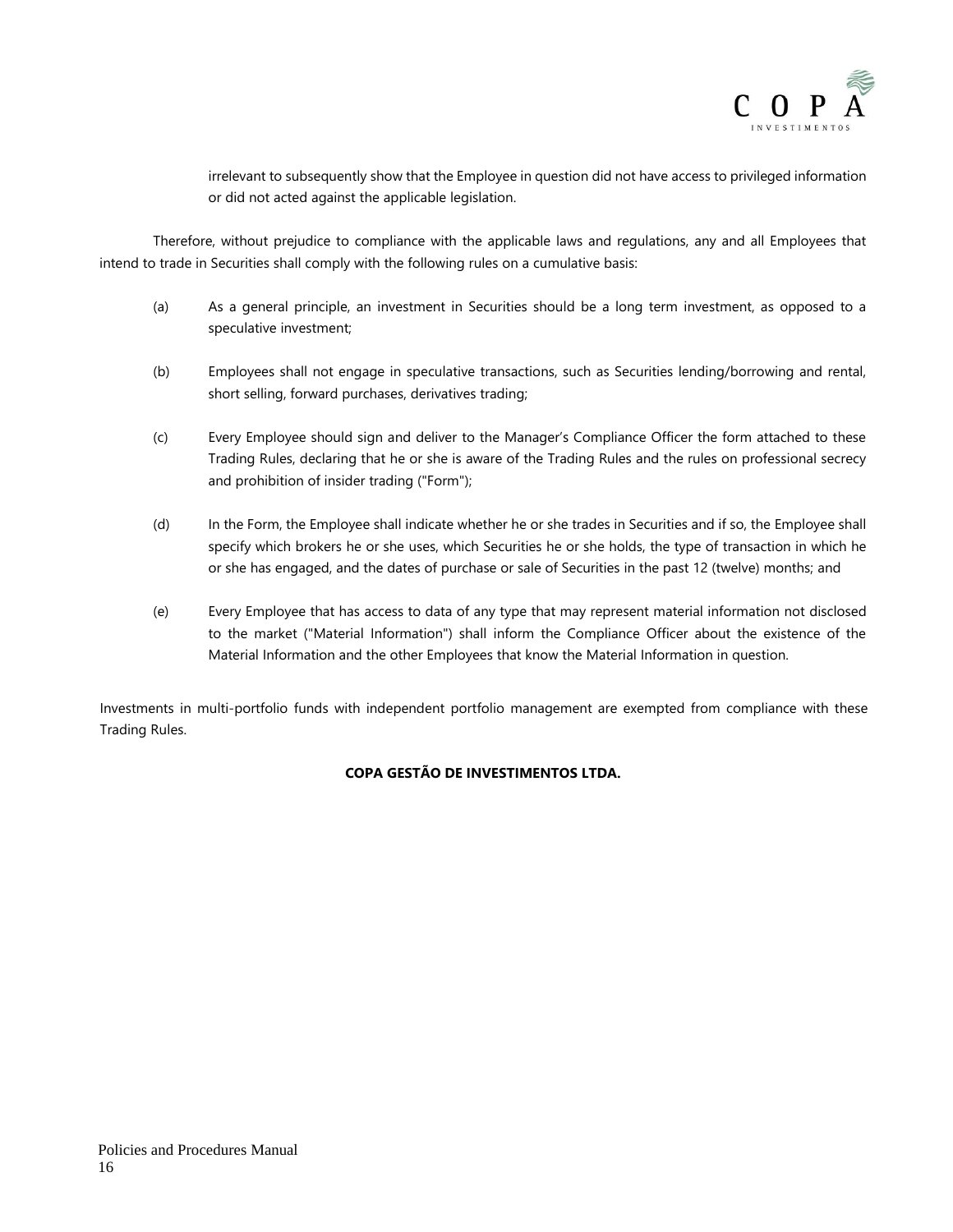irrelevant to subsequently show that the Employee in question did not have access to privileged information or did not acted against the applicable legislation.

Therefore, without prejudice to compliance with the applicable laws and regulations, any and all Employees that intend to trade in Securities shall comply with the following rules on a cumulative basis:

(a) As a general principle, an investment in Securities should be a long term investment, as opposed to a speculative investment;

(b) Employees shall not engage in speculative transactions, such as Securities lending/borrowing and rental, short selling, forward purchases, derivatives trading;

(c) Every Employee should sign and deliver to the Manager's Compliance Officer the form attached to these Trading Rules, declaring that he or she is aware of the Trading Rules and the rules on professional secrecy and prohibition of insider trading ("Form");

(d) In the Form, the Employee shall indicate whether he or she trades in Securities and if so, the Employee shall specify which brokers he or she uses, which Securities he or she holds, the type of transaction in which he or she has engaged, and the dates of purchase or sale of Securities in the past 12 (twelve) months; and

(e) Every Employee that has access to data of any type that may represent material information not disclosed to the market ("Material Information") shall inform the Compliance Officer about the existence of the Material Information and the other Employees that know the Material Information in question.

Investments in multi-portfolio funds with independent portfolio management are exempted from compliance with these Trading Rules.

**COPA GESTÃO DE INVESTIMENTOS LTDA.**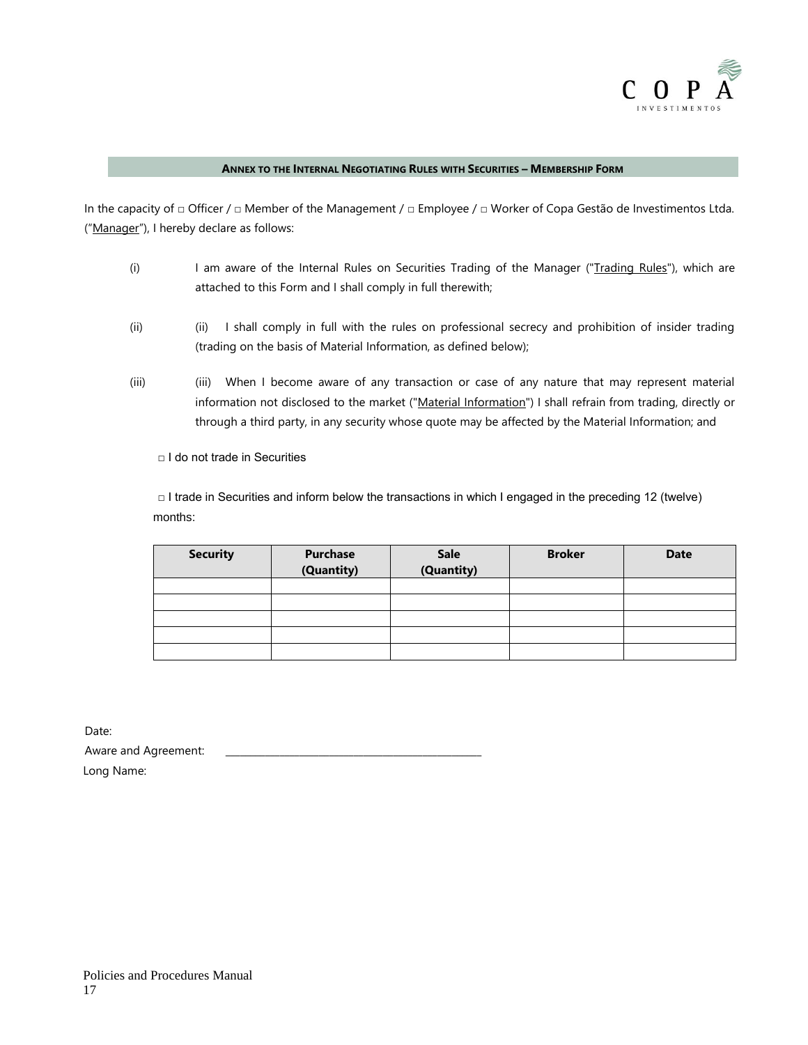## ANNEX TO THE INTERNAL NEGOTIATING RULES WITH SECURITIES – MEMBERSHIP FORM

In the capacity of □ Officer / □ Member of the Management / □ Employee / □ Worker of Copa Gestão de Investimentos Ltda. ("Manager"), I hereby declare as follows:

(i) I am aware of the Internal Rules on Securities Trading of the Manager ("Trading Rules"), which are attached to this Form and I shall comply in full therewith;

(ii) (ii) I shall comply in full with the rules on professional secrecy and prohibition of insider trading (trading on the basis of Material Information, as defined below);

(iii) (iii) When I become aware of any transaction or case of any nature that may represent material information not disclosed to the market ("Material Information") I shall refrain from trading, directly or through a third party, in any security whose quote may be affected by the Material Information; and

□ I do not trade in Securities

□ I trade in Securities and inform below the transactions in which I engaged in the preceding 12 (twelve) months:

| Security | Purchase (Quantity) | Sale (Quantity) | Broker | Date |
|---|---|---|---|---|
| | | | | |
| | | | | |
| | | | | |
| | | | | |
| | | | | |

Date:

Aware and Agreement: ______________________________________________

Long Name: